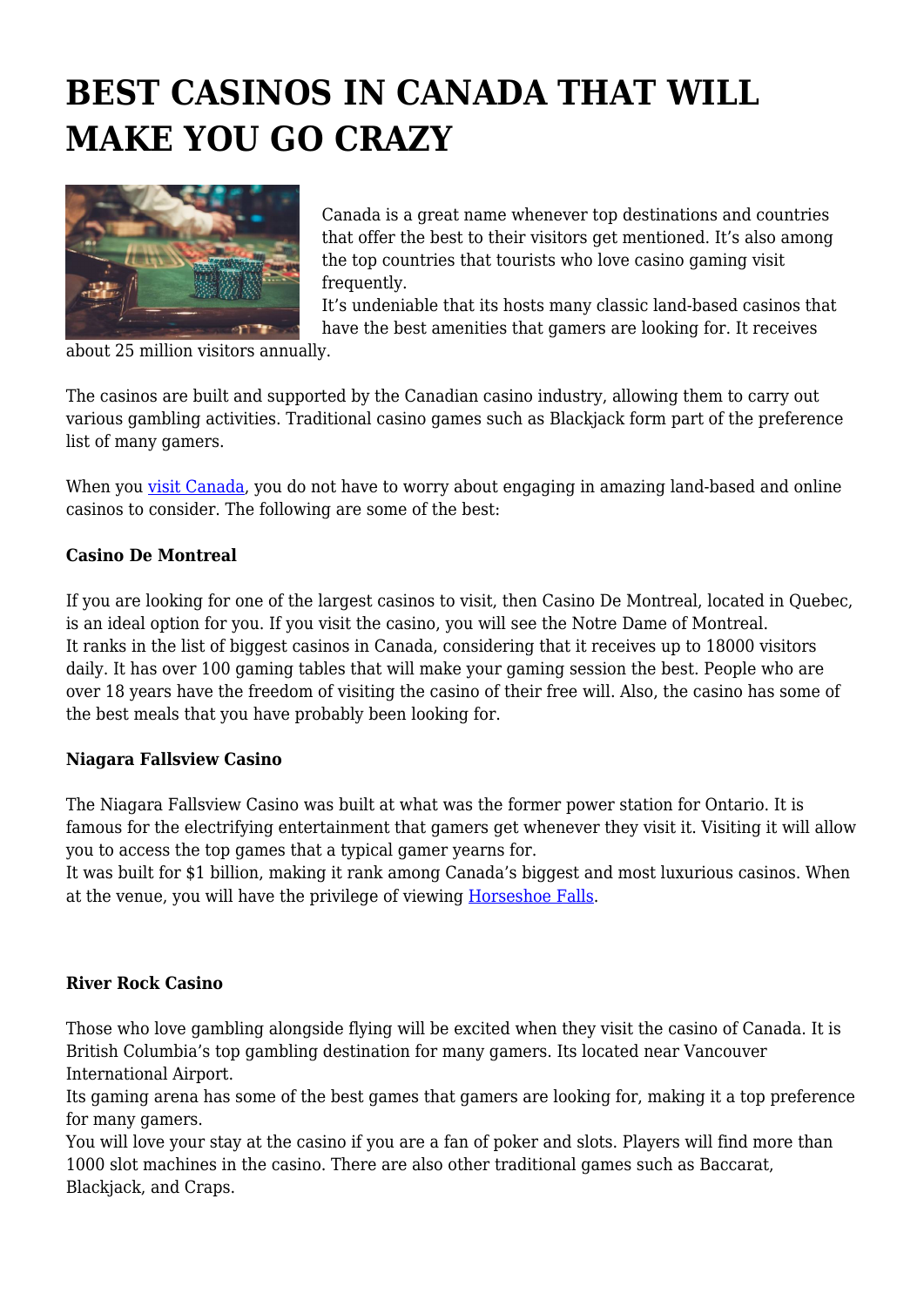# BEST CASINOS IN CANADA THAT WILL MAKE YOU GO CRAZY

Canada is a great name whenever top destinations and countries that offer the best to their visitors get mentioned. It's also among the top countries that tourists who love casino gaming visit frequently.
It's undeniable that its hosts many classic land-based casinos that have the best amenities that gamers are looking for. It receives about 25 million visitors annually.

The casinos are built and supported by the Canadian casino industry, allowing them to carry out various gambling activities. Traditional casino games such as Blackjack form part of the preference list of many gamers.

When you visit Canada, you do not have to worry about engaging in amazing land-based and online casinos to consider. The following are some of the best:

**Casino De Montreal**

If you are looking for one of the largest casinos to visit, then Casino De Montreal, located in Quebec, is an ideal option for you. If you visit the casino, you will see the Notre Dame of Montreal.
It ranks in the list of biggest casinos in Canada, considering that it receives up to 18000 visitors daily. It has over 100 gaming tables that will make your gaming session the best. People who are over 18 years have the freedom of visiting the casino of their free will. Also, the casino has some of the best meals that you have probably been looking for.

**Niagara Fallsview Casino**

The Niagara Fallsview Casino was built at what was the former power station for Ontario. It is famous for the electrifying entertainment that gamers get whenever they visit it. Visiting it will allow you to access the top games that a typical gamer yearns for.
It was built for $1 billion, making it rank among Canada's biggest and most luxurious casinos. When at the venue, you will have the privilege of viewing Horseshoe Falls.

**River Rock Casino**

Those who love gambling alongside flying will be excited when they visit the casino of Canada. It is British Columbia's top gambling destination for many gamers. Its located near Vancouver International Airport.
Its gaming arena has some of the best games that gamers are looking for, making it a top preference for many gamers.
You will love your stay at the casino if you are a fan of poker and slots. Players will find more than 1000 slot machines in the casino. There are also other traditional games such as Baccarat, Blackjack, and Craps.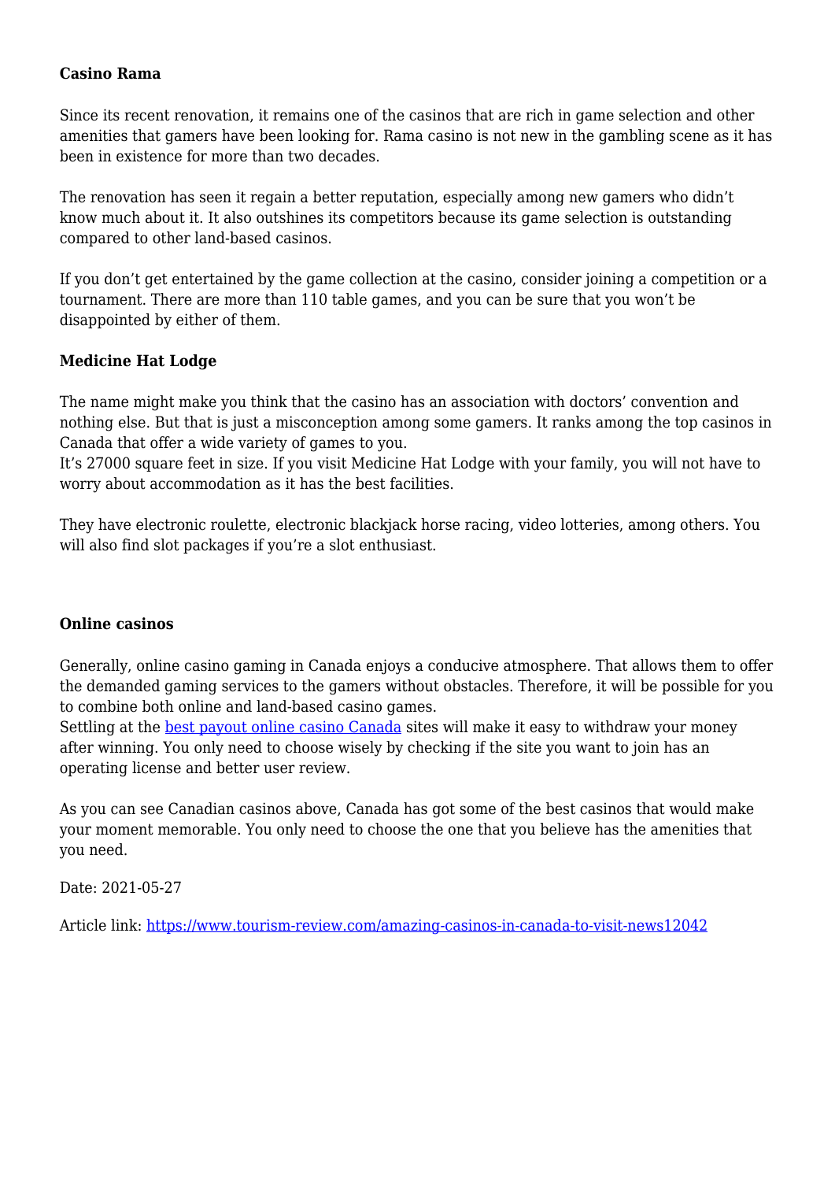**Casino Rama**

Since its recent renovation, it remains one of the casinos that are rich in game selection and other amenities that gamers have been looking for. Rama casino is not new in the gambling scene as it has been in existence for more than two decades.

The renovation has seen it regain a better reputation, especially among new gamers who didn't know much about it. It also outshines its competitors because its game selection is outstanding compared to other land-based casinos.

If you don't get entertained by the game collection at the casino, consider joining a competition or a tournament. There are more than 110 table games, and you can be sure that you won't be disappointed by either of them.

**Medicine Hat Lodge**

The name might make you think that the casino has an association with doctors' convention and nothing else. But that is just a misconception among some gamers. It ranks among the top casinos in Canada that offer a wide variety of games to you.
It's 27000 square feet in size. If you visit Medicine Hat Lodge with your family, you will not have to worry about accommodation as it has the best facilities.

They have electronic roulette, electronic blackjack horse racing, video lotteries, among others. You will also find slot packages if you're a slot enthusiast.

**Online casinos**

Generally, online casino gaming in Canada enjoys a conducive atmosphere. That allows them to offer the demanded gaming services to the gamers without obstacles. Therefore, it will be possible for you to combine both online and land-based casino games.
Settling at the [best payout online casino Canada]() sites will make it easy to withdraw your money after winning. You only need to choose wisely by checking if the site you want to join has an operating license and better user review.

As you can see Canadian casinos above, Canada has got some of the best casinos that would make your moment memorable. You only need to choose the one that you believe has the amenities that you need.

Date: 2021-05-27

Article link: [https://www.tourism-review.com/amazing-casinos-in-canada-to-visit-news12042](https://www.tourism-review.com/amazing-casinos-in-canada-to-visit-news12042)